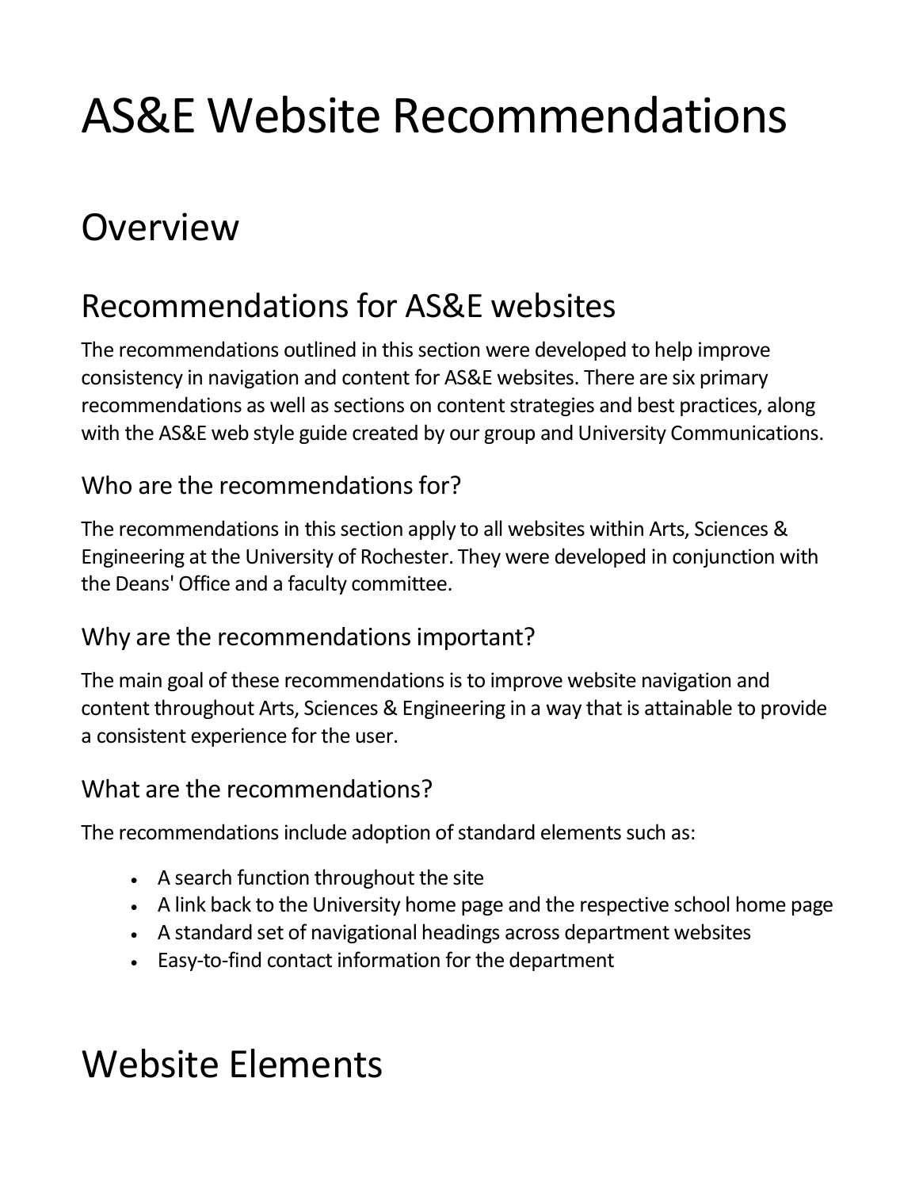# AS&E Website Recommendations

# Overview

## Recommendations for AS&E websites

The recommendations outlined in this section were developed to help improve consistency in navigation and content for AS&E websites. There are six primary recommendations as well as sections on content strategies and best practices, along with the AS&E web style guide created by our group and University Communications.

### Who are the recommendations for?

The recommendations in this section apply to all websites within Arts, Sciences & Engineering at the University of Rochester. They were developed in conjunction with the Deans' Office and a faculty committee.

### Why are the recommendations important?

The main goal of these recommendations is to improve website navigation and content throughout Arts, Sciences & Engineering in a way that is attainable to provide a consistent experience for the user.

### What are the recommendations?

The recommendations include adoption of standard elements such as:

- A search function throughout the site
- A link back to the University home page and the respective school home page
- A standard set of navigational headings across department websites
- Easy-to-find contact information for the department

# Website Elements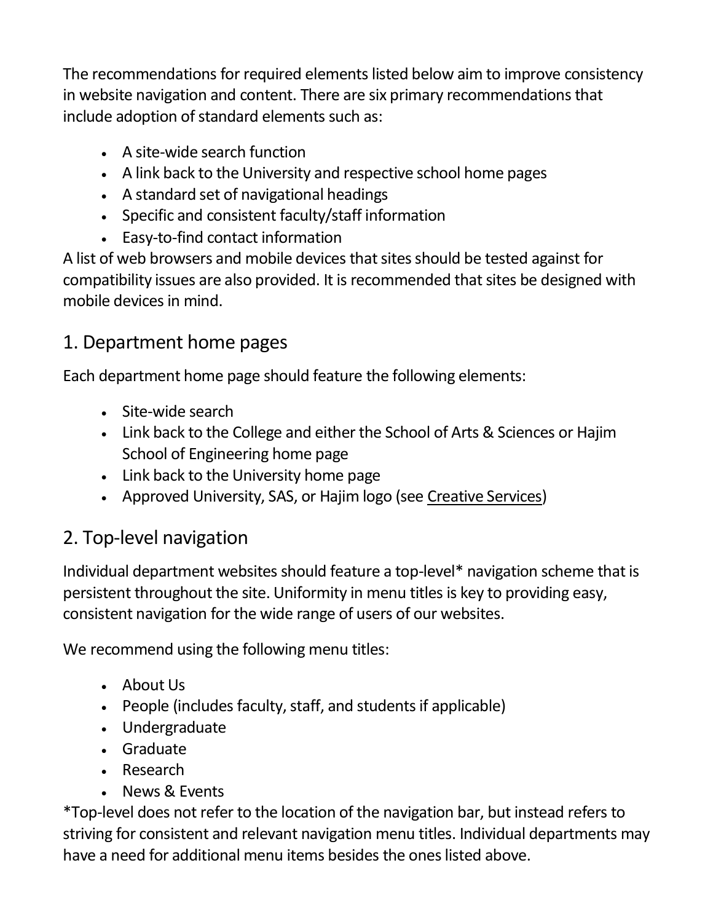The recommendations for required elements listed below aim to improve consistency in website navigation and content. There are six primary recommendations that include adoption of standard elements such as:

- A site-wide search function
- A link back to the University and respective school home pages
- A standard set of navigational headings
- Specific and consistent faculty/staff information
- Easy-to-find contact information

A list of web browsers and mobile devices that sites should be tested against for compatibility issues are also provided. It is recommended that sites be designed with mobile devices in mind.

## 1. Department home pages

Each department home page should feature the following elements:

- Site-wide search
- Link back to the College and either the School of Arts & Sciences or Hajim School of Engineering home page
- Link back to the University home page
- Approved University, SAS, or Hajim logo (see Creative Services)

## 2. Top-level navigation

Individual department websites should feature a top-level* navigation scheme that is persistent throughout the site. Uniformity in menu titles is key to providing easy, consistent navigation for the wide range of users of our websites.

We recommend using the following menu titles:

- About Us
- People (includes faculty, staff, and students if applicable)
- Undergraduate
- Graduate
- Research
- News & Events

*Top-level does not refer to the location of the navigation bar, but instead refers to striving for consistent and relevant navigation menu titles. Individual departments may have a need for additional menu items besides the ones listed above.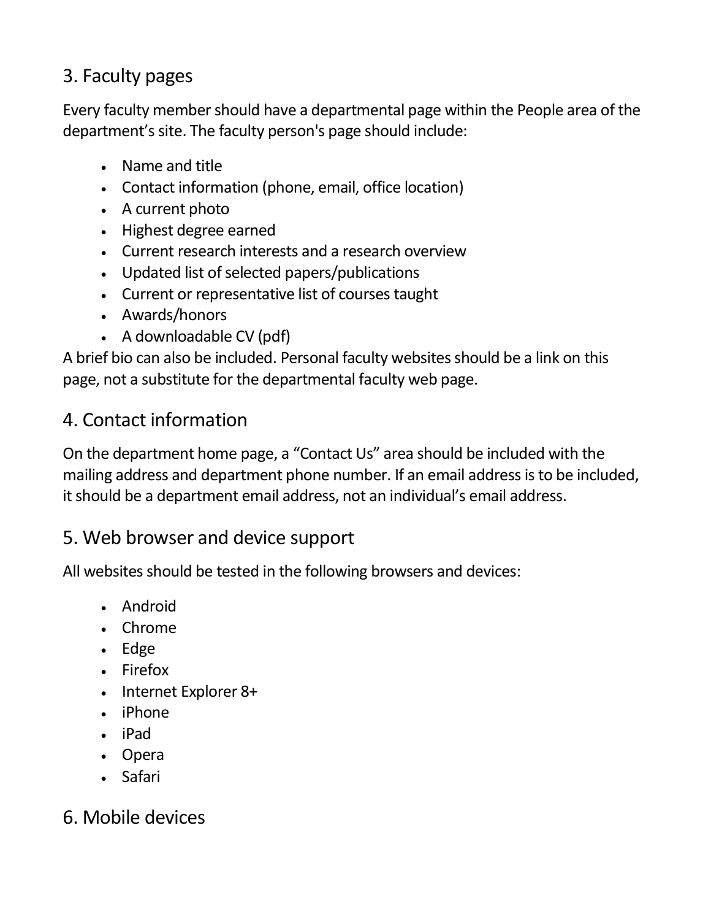## 3. Faculty pages

Every faculty member should have a departmental page within the People area of the department's site. The faculty person's page should include:

- Name and title
- Contact information (phone, email, office location)
- A current photo
- Highest degree earned
- Current research interests and a research overview
- Updated list of selected papers/publications
- Current or representative list of courses taught
- Awards/honors
- A downloadable CV (pdf)

A brief bio can also be included. Personal faculty websites should be a link on this page, not a substitute for the departmental faculty web page.

## 4. Contact information

On the department home page, a "Contact Us" area should be included with the mailing address and department phone number. If an email address is to be included, it should be a department email address, not an individual's email address.

## 5. Web browser and device support

All websites should be tested in the following browsers and devices:

- Android
- Chrome
- Edge
- Firefox
- Internet Explorer 8+
- iPhone
- iPad
- Opera
- Safari

## 6. Mobile devices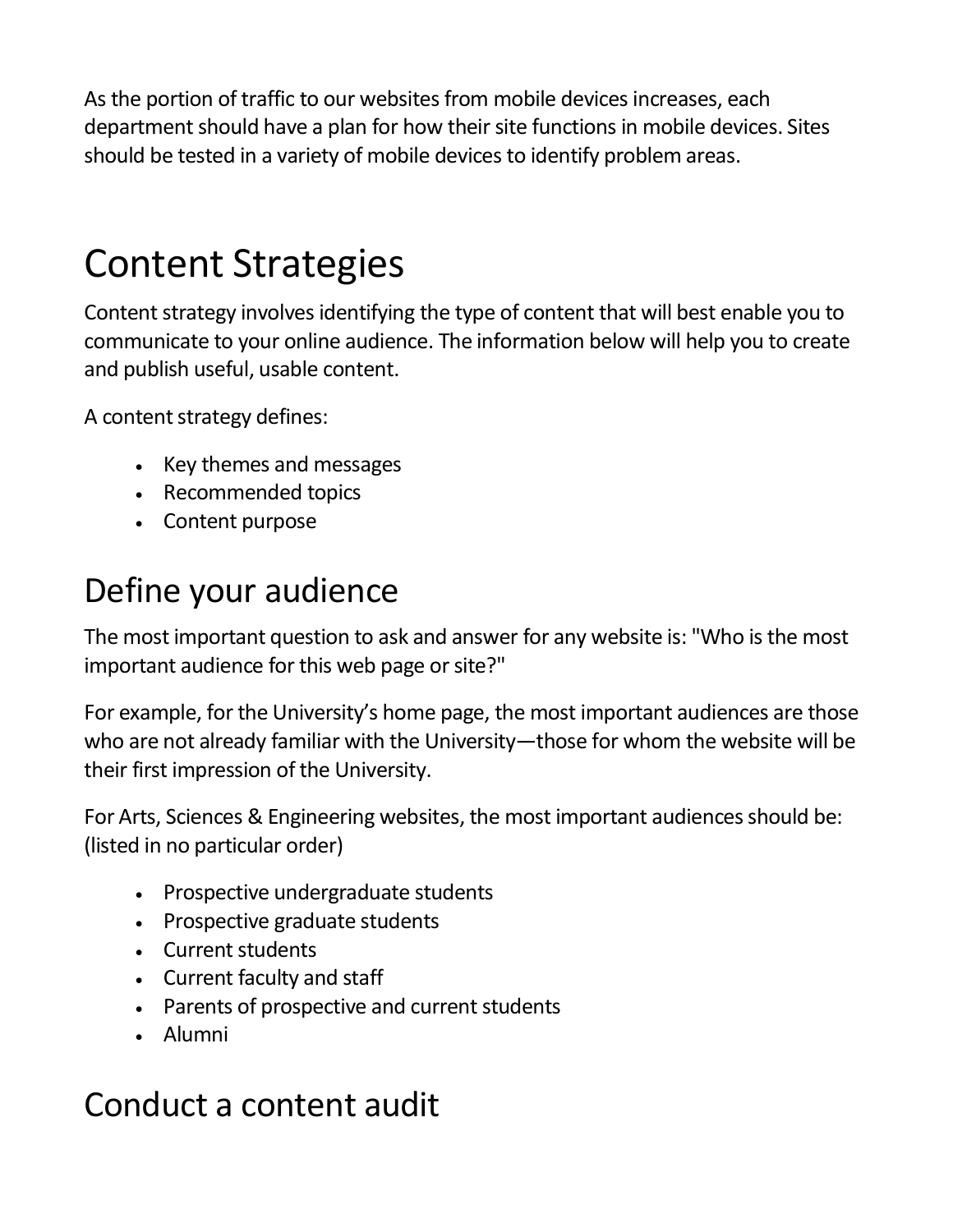As the portion of traffic to our websites from mobile devices increases, each department should have a plan for how their site functions in mobile devices. Sites should be tested in a variety of mobile devices to identify problem areas.

# Content Strategies

Content strategy involves identifying the type of content that will best enable you to communicate to your online audience. The information below will help you to create and publish useful, usable content.

A content strategy defines:

- Key themes and messages
- Recommended topics
- Content purpose

## Define your audience

The most important question to ask and answer for any website is: "Who is the most important audience for this web page or site?"

For example, for the University's home page, the most important audiences are those who are not already familiar with the University—those for whom the website will be their first impression of the University.

For Arts, Sciences & Engineering websites, the most important audiences should be: (listed in no particular order)

- Prospective undergraduate students
- Prospective graduate students
- Current students
- Current faculty and staff
- Parents of prospective and current students
- Alumni

## Conduct a content audit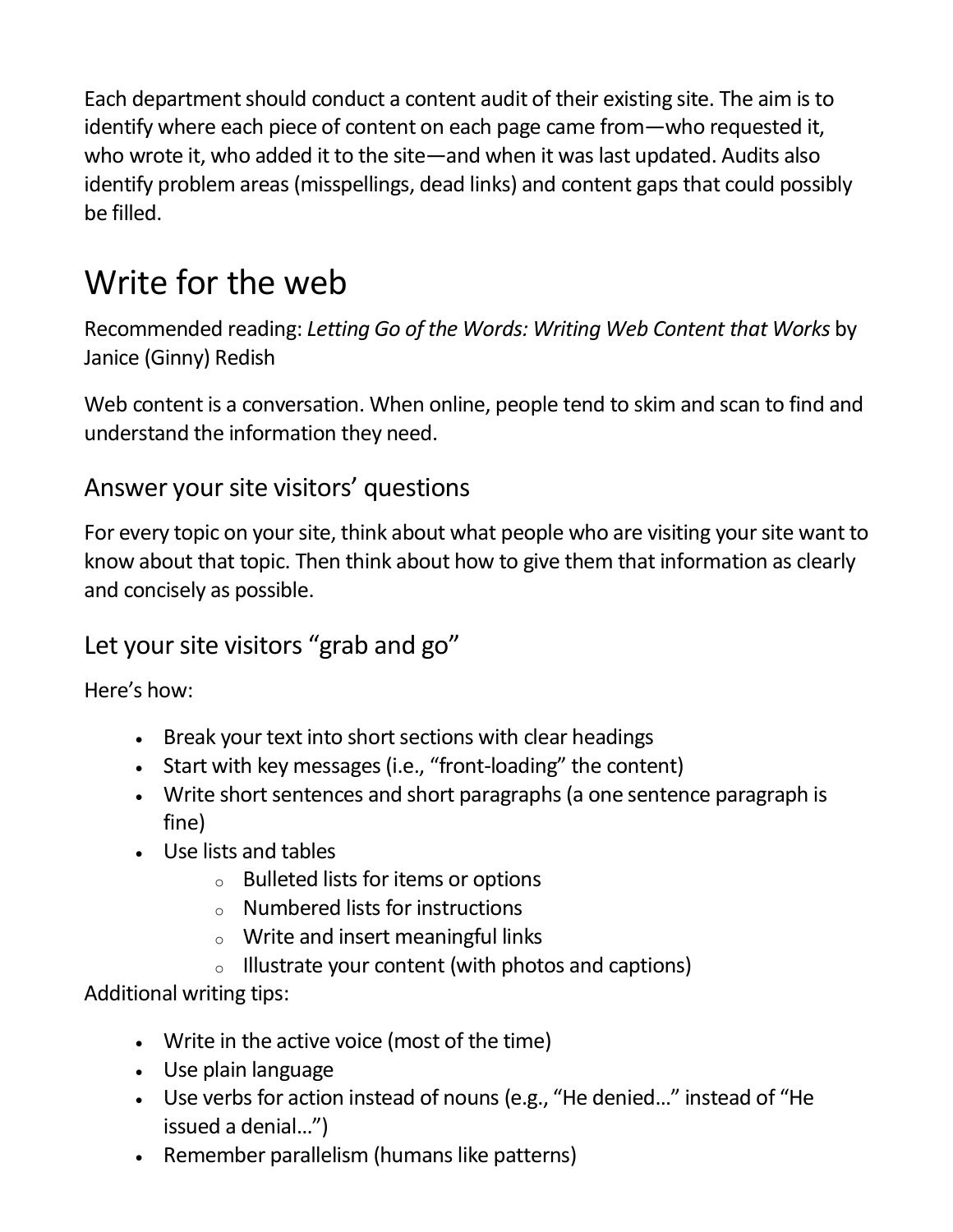Each department should conduct a content audit of their existing site. The aim is to identify where each piece of content on each page came from—who requested it, who wrote it, who added it to the site—and when it was last updated. Audits also identify problem areas (misspellings, dead links) and content gaps that could possibly be filled.

# Write for the web

Recommended reading: *Letting Go of the Words: Writing Web Content that Works* by Janice (Ginny) Redish

Web content is a conversation. When online, people tend to skim and scan to find and understand the information they need.

## Answer your site visitors' questions

For every topic on your site, think about what people who are visiting your site want to know about that topic. Then think about how to give them that information as clearly and concisely as possible.

## Let your site visitors "grab and go"

Here's how:

- Break your text into short sections with clear headings
- Start with key messages (i.e., "front-loading" the content)
- Write short sentences and short paragraphs (a one sentence paragraph is fine)
- Use lists and tables
    - Bulleted lists for items or options
    - Numbered lists for instructions
    - Write and insert meaningful links
    - Illustrate your content (with photos and captions)

Additional writing tips:

- Write in the active voice (most of the time)
- Use plain language
- Use verbs for action instead of nouns (e.g., "He denied…" instead of "He issued a denial…")
- Remember parallelism (humans like patterns)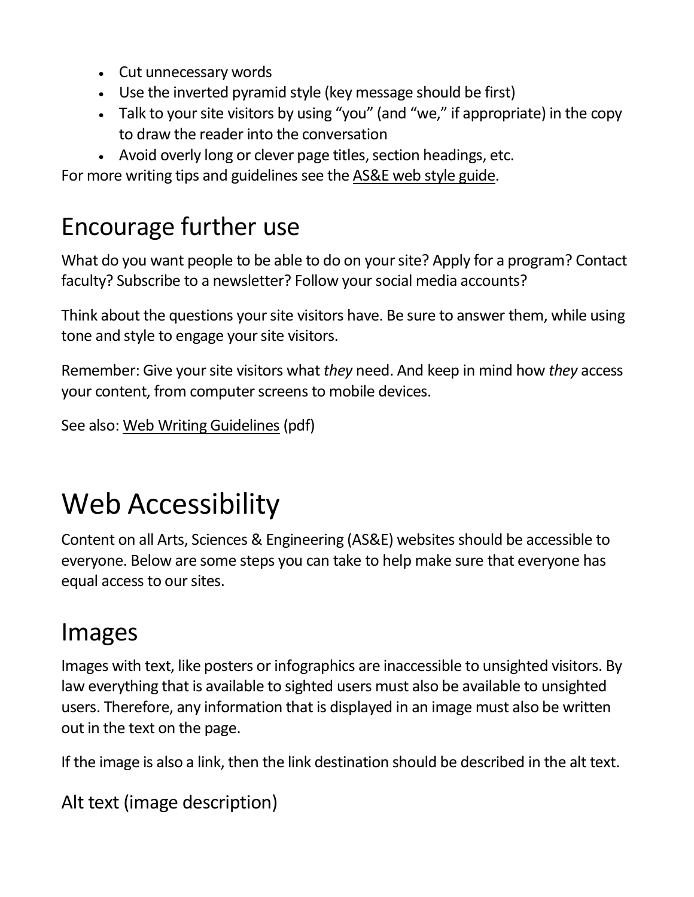- Cut unnecessary words
- Use the inverted pyramid style (key message should be first)
- Talk to your site visitors by using “you” (and “we,” if appropriate) in the copy to draw the reader into the conversation
- Avoid overly long or clever page titles, section headings, etc.

For more writing tips and guidelines see the AS&E web style guide.

## Encourage further use

What do you want people to be able to do on your site? Apply for a program? Contact faculty? Subscribe to a newsletter? Follow your social media accounts?

Think about the questions your site visitors have. Be sure to answer them, while using tone and style to engage your site visitors.

Remember: Give your site visitors what *they* need. And keep in mind how *they* access your content, from computer screens to mobile devices.

See also: Web Writing Guidelines (pdf)

# Web Accessibility

Content on all Arts, Sciences & Engineering (AS&E) websites should be accessible to everyone. Below are some steps you can take to help make sure that everyone has equal access to our sites.

## Images

Images with text, like posters or infographics are inaccessible to unsighted visitors. By law everything that is available to sighted users must also be available to unsighted users. Therefore, any information that is displayed in an image must also be written out in the text on the page.

If the image is also a link, then the link destination should be described in the alt text.

### Alt text (image description)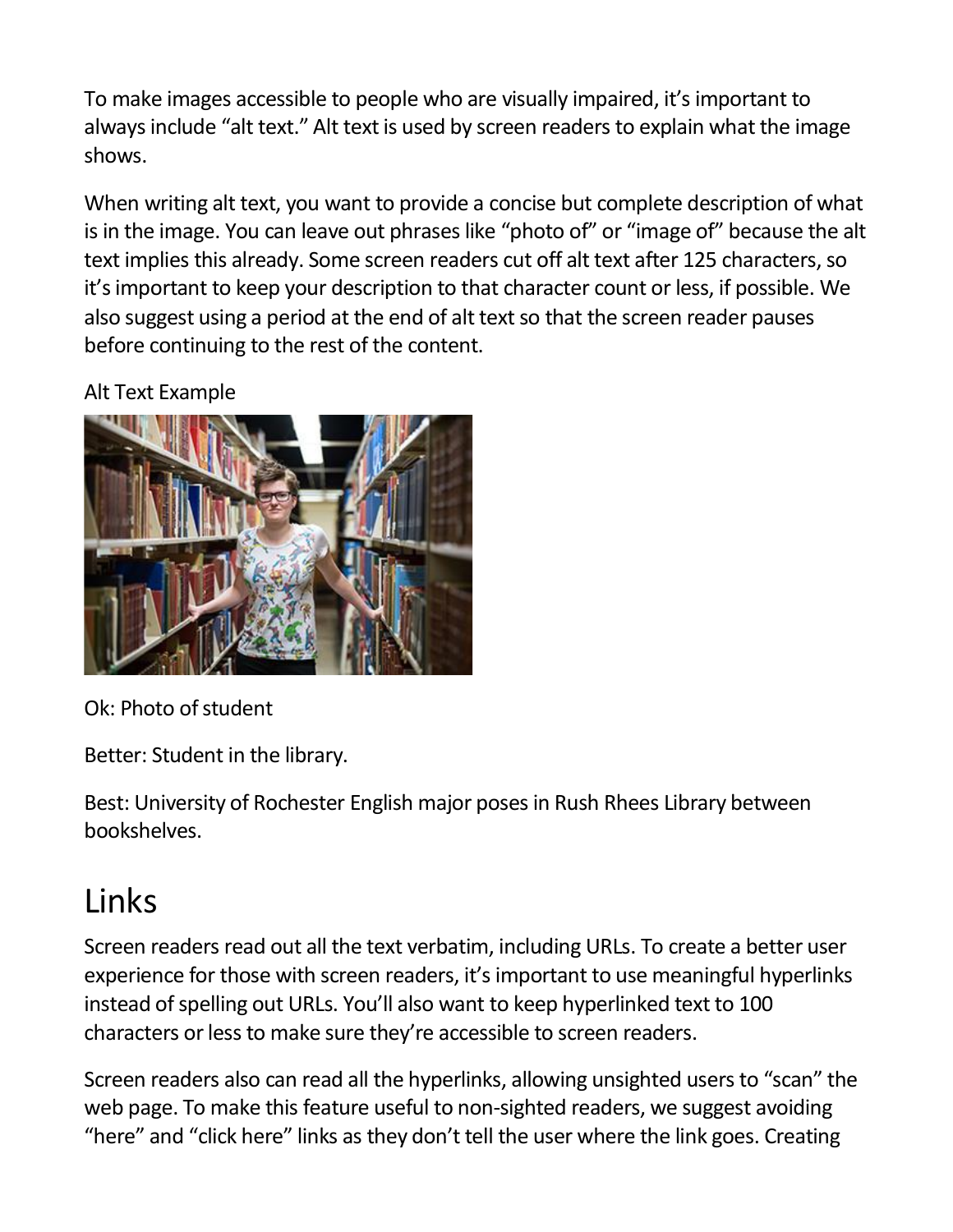To make images accessible to people who are visually impaired, it's important to always include "alt text." Alt text is used by screen readers to explain what the image shows.

When writing alt text, you want to provide a concise but complete description of what is in the image. You can leave out phrases like "photo of" or "image of" because the alt text implies this already. Some screen readers cut off alt text after 125 characters, so it's important to keep your description to that character count or less, if possible. We also suggest using a period at the end of alt text so that the screen reader pauses before continuing to the rest of the content.

Alt Text Example

Ok: Photo of student

Better: Student in the library.

Best: University of Rochester English major poses in Rush Rhees Library between bookshelves.

# Links

Screen readers read out all the text verbatim, including URLs. To create a better user experience for those with screen readers, it's important to use meaningful hyperlinks instead of spelling out URLs. You'll also want to keep hyperlinked text to 100 characters or less to make sure they're accessible to screen readers.

Screen readers also can read all the hyperlinks, allowing unsighted users to "scan" the web page. To make this feature useful to non-sighted readers, we suggest avoiding "here" and "click here" links as they don't tell the user where the link goes. Creating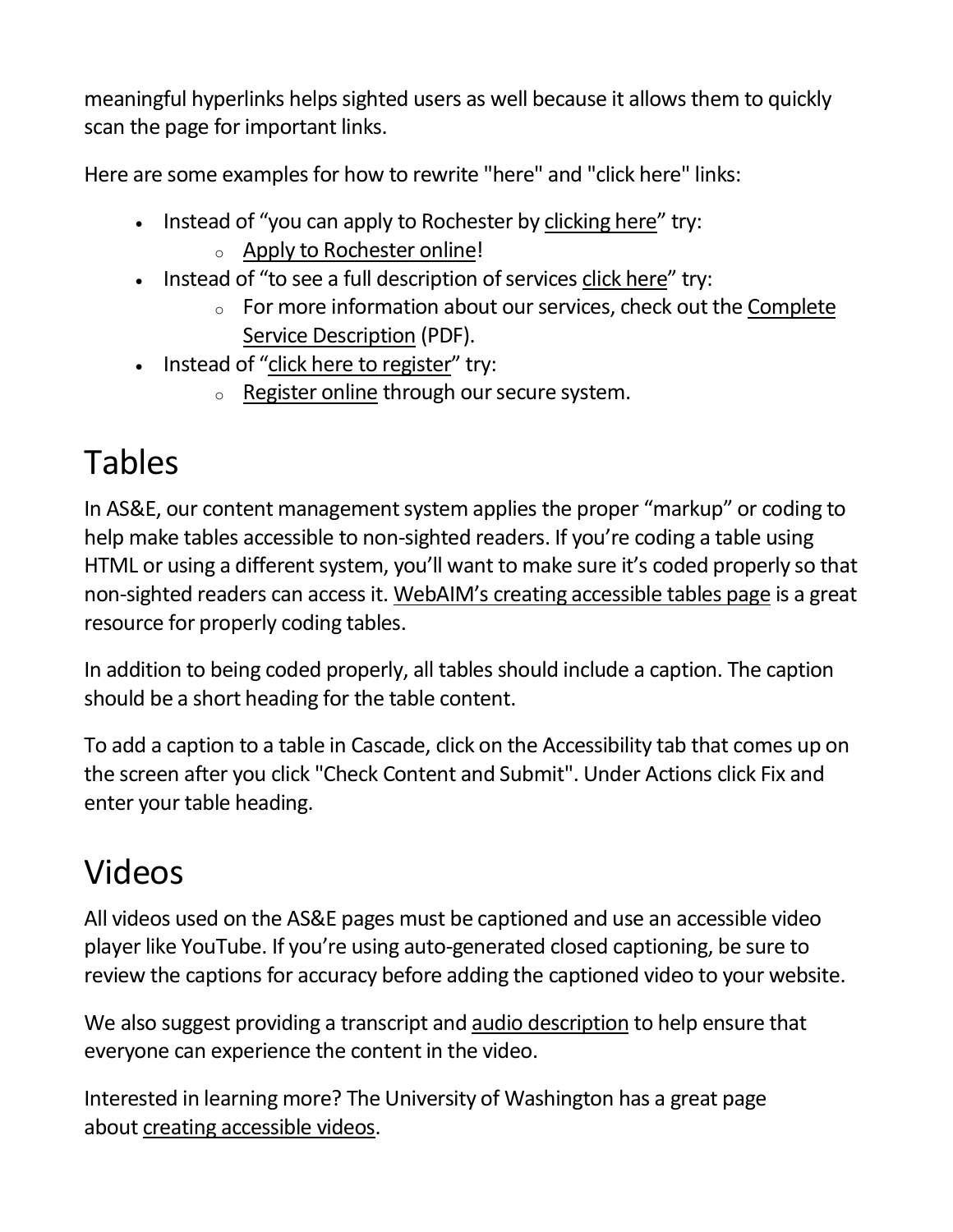meaningful hyperlinks helps sighted users as well because it allows them to quickly scan the page for important links.

Here are some examples for how to rewrite "here" and "click here" links:

- Instead of “you can apply to Rochester by clicking here” try:
  - Apply to Rochester online!
- Instead of “to see a full description of services click here” try:
  - For more information about our services, check out the Complete Service Description (PDF).
- Instead of “click here to register” try:
  - Register online through our secure system.

# Tables

In AS&E, our content management system applies the proper “markup” or coding to help make tables accessible to non-sighted readers. If you’re coding a table using HTML or using a different system, you’ll want to make sure it’s coded properly so that non-sighted readers can access it. WebAIM’s creating accessible tables page is a great resource for properly coding tables.

In addition to being coded properly, all tables should include a caption. The caption should be a short heading for the table content.

To add a caption to a table in Cascade, click on the Accessibility tab that comes up on the screen after you click "Check Content and Submit". Under Actions click Fix and enter your table heading.

# Videos

All videos used on the AS&E pages must be captioned and use an accessible video player like YouTube. If you’re using auto-generated closed captioning, be sure to review the captions for accuracy before adding the captioned video to your website.

We also suggest providing a transcript and audio description to help ensure that everyone can experience the content in the video.

Interested in learning more? The University of Washington has a great page about creating accessible videos.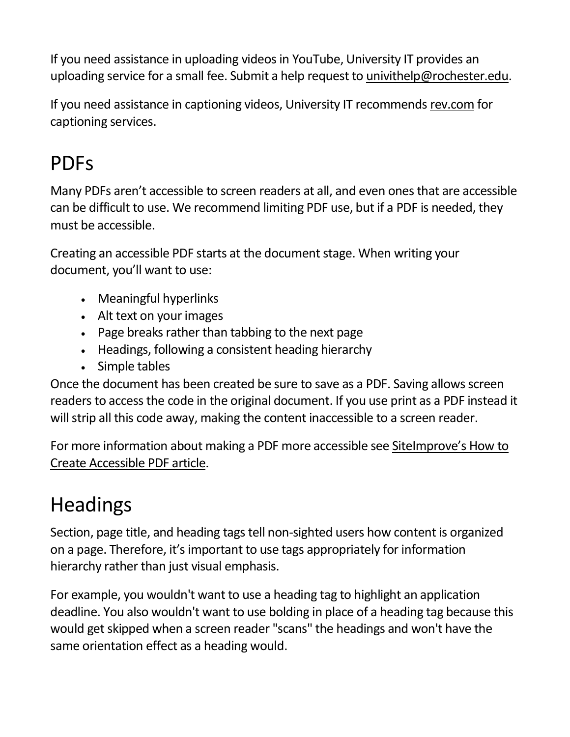If you need assistance in uploading videos in YouTube, University IT provides an uploading service for a small fee. Submit a help request to [univithelp@rochester.edu](mailto:univithelp@rochester.edu).

If you need assistance in captioning videos, University IT recommends [rev.com](rev.com) for captioning services.

## PDFs

Many PDFs aren't accessible to screen readers at all, and even ones that are accessible can be difficult to use. We recommend limiting PDF use, but if a PDF is needed, they must be accessible.

Creating an accessible PDF starts at the document stage. When writing your document, you'll want to use:

- Meaningful hyperlinks
- Alt text on your images
- Page breaks rather than tabbing to the next page
- Headings, following a consistent heading hierarchy
- Simple tables

Once the document has been created be sure to save as a PDF. Saving allows screen readers to access the code in the original document. If you use print as a PDF instead it will strip all this code away, making the content inaccessible to a screen reader.

For more information about making a PDF more accessible see SiteImprove's How to Create Accessible PDF article.

## Headings

Section, page title, and heading tags tell non-sighted users how content is organized on a page. Therefore, it's important to use tags appropriately for information hierarchy rather than just visual emphasis.

For example, you wouldn't want to use a heading tag to highlight an application deadline. You also wouldn't want to use bolding in place of a heading tag because this would get skipped when a screen reader "scans" the headings and won't have the same orientation effect as a heading would.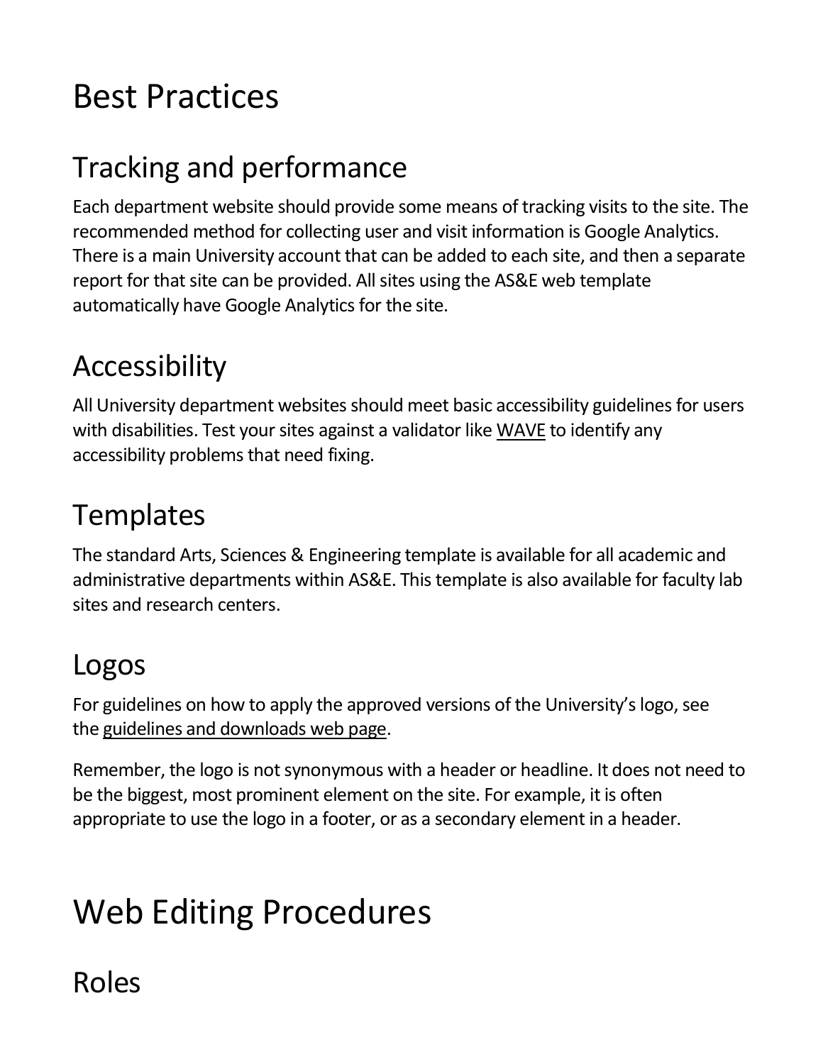# Best Practices

## Tracking and performance

Each department website should provide some means of tracking visits to the site. The recommended method for collecting user and visit information is Google Analytics. There is a main University account that can be added to each site, and then a separate report for that site can be provided. All sites using the AS&E web template automatically have Google Analytics for the site.

## Accessibility

All University department websites should meet basic accessibility guidelines for users with disabilities. Test your sites against a validator like WAVE to identify any accessibility problems that need fixing.

## Templates

The standard Arts, Sciences & Engineering template is available for all academic and administrative departments within AS&E. This template is also available for faculty lab sites and research centers.

## Logos

For guidelines on how to apply the approved versions of the University's logo, see the guidelines and downloads web page.

Remember, the logo is not synonymous with a header or headline. It does not need to be the biggest, most prominent element on the site. For example, it is often appropriate to use the logo in a footer, or as a secondary element in a header.

# Web Editing Procedures

## Roles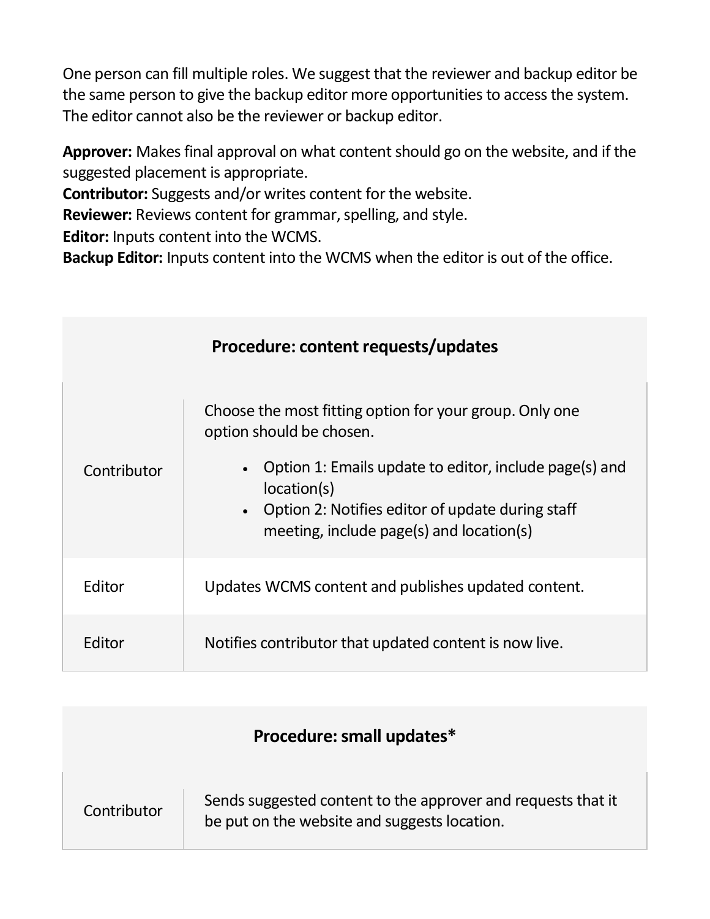One person can fill multiple roles. We suggest that the reviewer and backup editor be the same person to give the backup editor more opportunities to access the system. The editor cannot also be the reviewer or backup editor.

**Approver:** Makes final approval on what content should go on the website, and if the suggested placement is appropriate.
**Contributor:** Suggests and/or writes content for the website.
**Reviewer:** Reviews content for grammar, spelling, and style.
**Editor:** Inputs content into the WCMS.
**Backup Editor:** Inputs content into the WCMS when the editor is out of the office.

| **Procedure: content requests/updates** | |
|---|---|
| Contributor | Choose the most fitting option for your group. Only one option should be chosen.<br>• Option 1: Emails update to editor, include page(s) and location(s)<br>• Option 2: Notifies editor of update during staff meeting, include page(s) and location(s) |
| Editor | Updates WCMS content and publishes updated content. |
| Editor | Notifies contributor that updated content is now live. |

| **Procedure: small updates*** | |
|---|---|
| Contributor | Sends suggested content to the approver and requests that it be put on the website and suggests location. |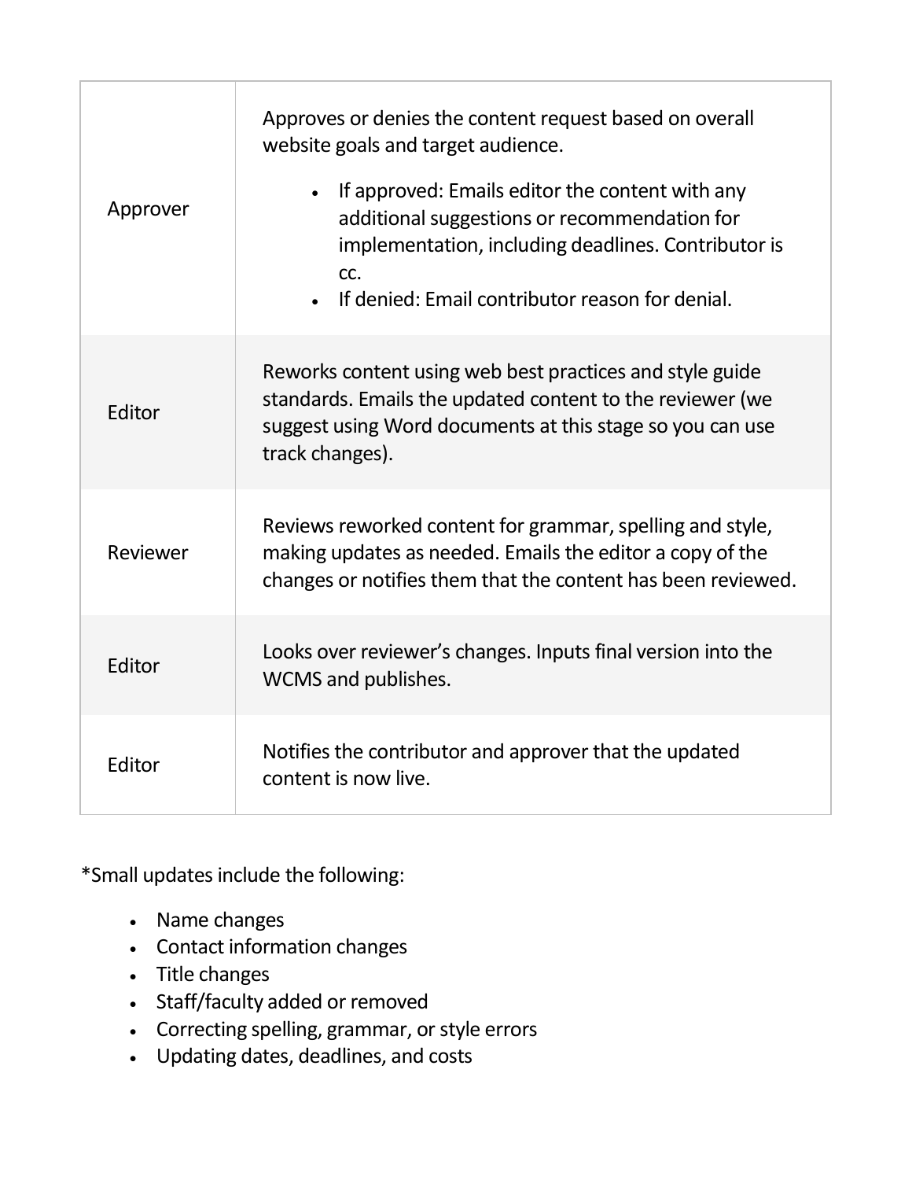| | |
|---|---|
| Approver | Approves or denies the content request based on overall website goals and target audience. <ul><li>If approved: Emails editor the content with any additional suggestions or recommendation for implementation, including deadlines. Contributor is cc.</li><li>If denied: Email contributor reason for denial.</li></ul> |
| Editor | Reworks content using web best practices and style guide standards. Emails the updated content to the reviewer (we suggest using Word documents at this stage so you can use track changes). |
| Reviewer | Reviews reworked content for grammar, spelling and style, making updates as needed. Emails the editor a copy of the changes or notifies them that the content has been reviewed. |
| Editor | Looks over reviewer's changes. Inputs final version into the WCMS and publishes. |
| Editor | Notifies the contributor and approver that the updated content is now live. |

*Small updates include the following:

- Name changes
- Contact information changes
- Title changes
- Staff/faculty added or removed
- Correcting spelling, grammar, or style errors
- Updating dates, deadlines, and costs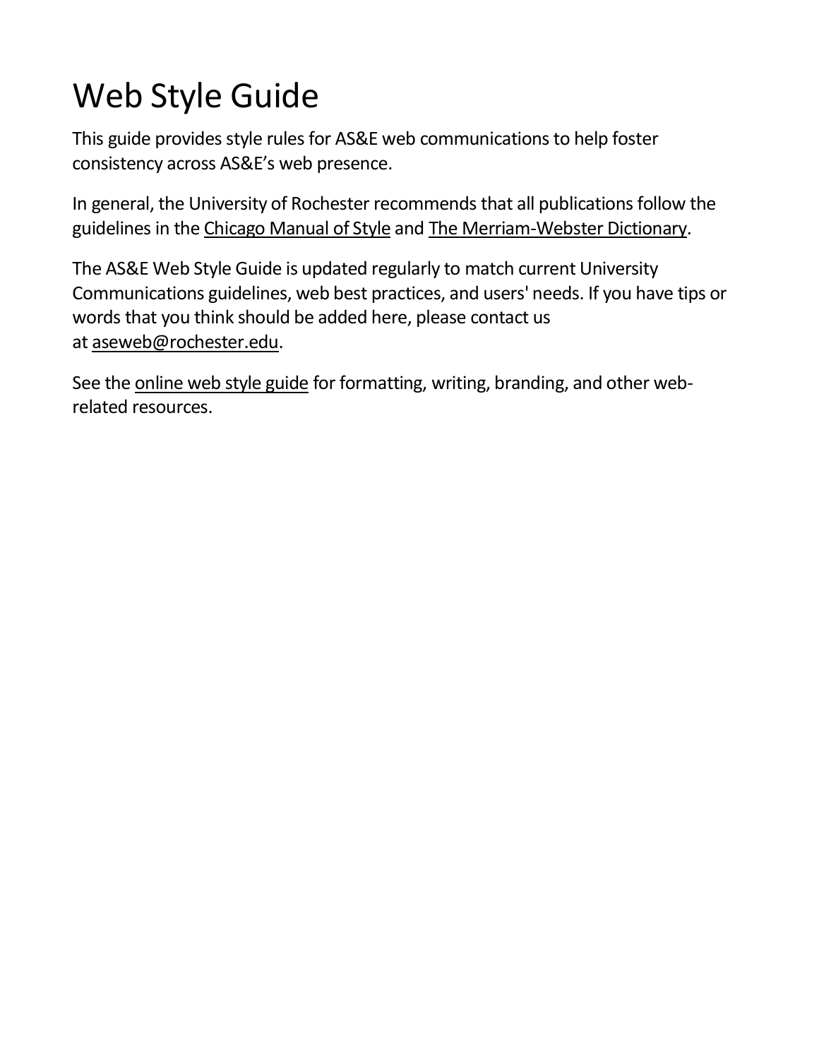# Web Style Guide

This guide provides style rules for AS&E web communications to help foster consistency across AS&E's web presence.

In general, the University of Rochester recommends that all publications follow the guidelines in the Chicago Manual of Style and The Merriam-Webster Dictionary.

The AS&E Web Style Guide is updated regularly to match current University Communications guidelines, web best practices, and users' needs. If you have tips or words that you think should be added here, please contact us at aseweb@rochester.edu.

See the online web style guide for formatting, writing, branding, and other web-related resources.